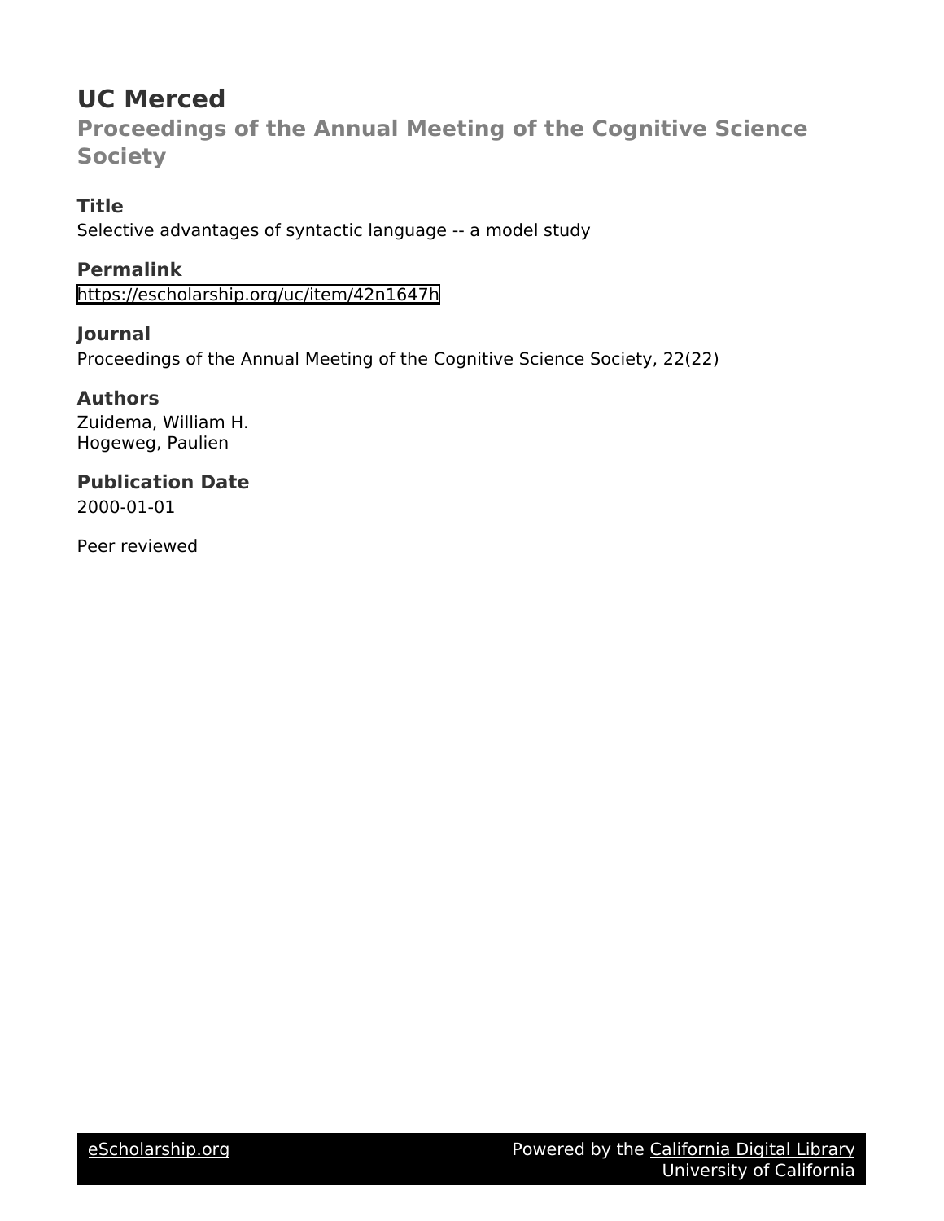# UC Merced

## Proceedings of the Annual Meeting of the Cognitive Science Society

### Title

Selective advantages of syntactic language -- a model study

### Permalink

https://escholarship.org/uc/item/42n1647h

### Journal

Proceedings of the Annual Meeting of the Cognitive Science Society, 22(22)

### Authors

Zuidema, William H.
Hogeweg, Paulien

### Publication Date

2000-01-01

Peer reviewed

eScholarship.org | Powered by the California Digital Library, University of California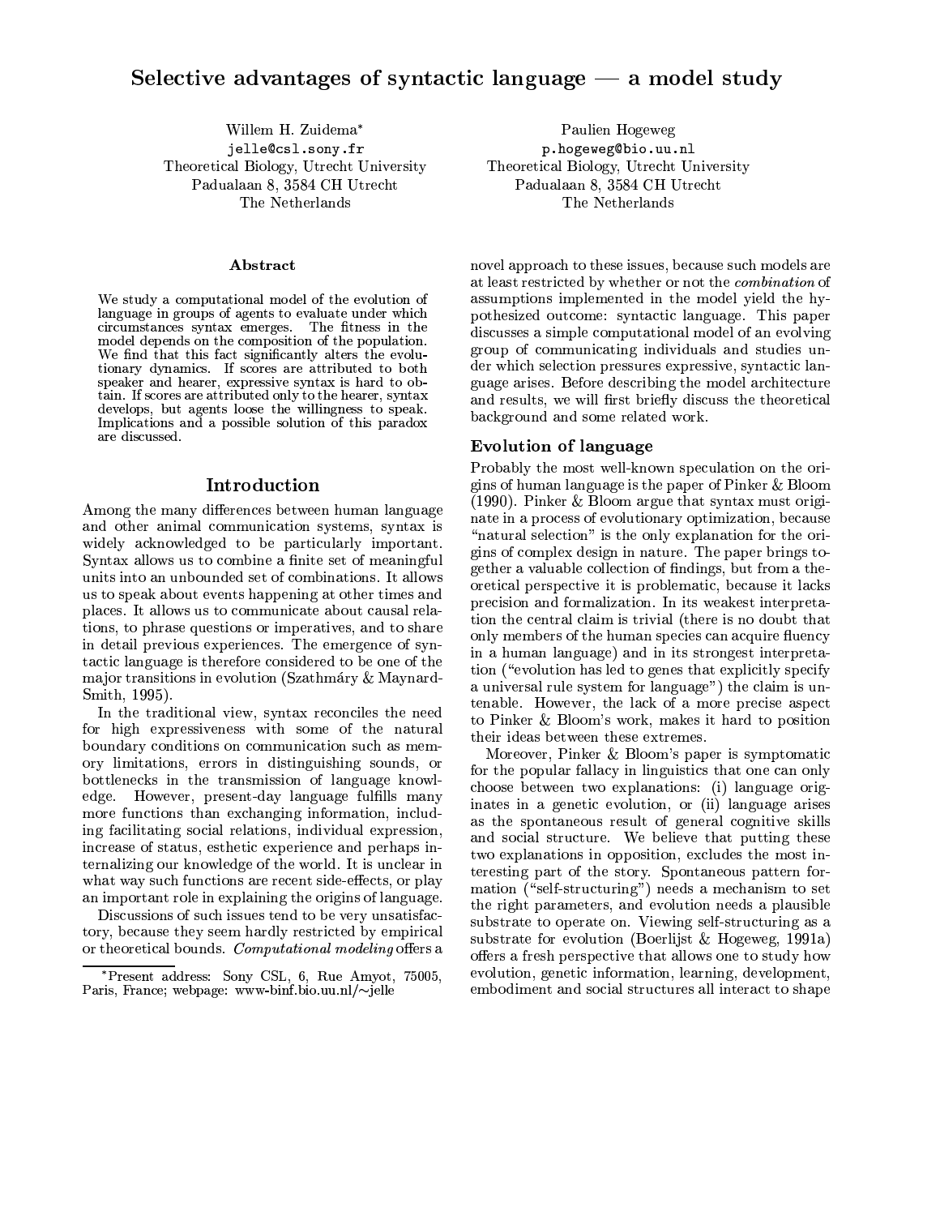# Selective advantages of syntactic language — a model study

Willem H. Zuidema*
jelle@csl.sony.fr
Theoretical Biology, Utrecht University
Padualaan 8, 3584 CH Utrecht
The Netherlands

Paulien Hogeweg
p.hogeweg@bio.uu.nl
Theoretical Biology, Utrecht University
Padualaan 8, 3584 CH Utrecht
The Netherlands

### Abstract

We study a computational model of the evolution of language in groups of agents to evaluate under which circumstances syntax emerges. The fitness in the model depends on the composition of the population. We find that this fact significantly alters the evolutionary dynamics. If scores are attributed to both speaker and hearer, expressive syntax is hard to obtain. If scores are attributed only to the hearer, syntax develops, but agents loose the willingness to speak. Implications and a possible solution of this paradox are discussed.

## Introduction

Among the many differences between human language and other animal communication systems, syntax is widely acknowledged to be particularly important. Syntax allows us to combine a finite set of meaningful units into an unbounded set of combinations. It allows us to speak about events happening at other times and places. It allows us to communicate about causal relations, to phrase questions or imperatives, and to share in detail previous experiences. The emergence of syntactic language is therefore considered to be one of the major transitions in evolution (Szathmáry & Maynard-Smith, 1995).

In the traditional view, syntax reconciles the need for high expressiveness with some of the natural boundary conditions on communication such as memory limitations, errors in distinguishing sounds, or bottlenecks in the transmission of language knowledge. However, present-day language fulfills many more functions than exchanging information, including facilitating social relations, individual expression, increase of status, esthetic experience and perhaps internalizing our knowledge of the world. It is unclear in what way such functions are recent side-effects, or play an important role in explaining the origins of language.

Discussions of such issues tend to be very unsatisfactory, because they seem hardly restricted by empirical or theoretical bounds. *Computational modeling* offers a novel approach to these issues, because such models are at least restricted by whether or not the *combination* of assumptions implemented in the model yield the hypothesized outcome: syntactic language. This paper discusses a simple computational model of an evolving group of communicating individuals and studies under which selection pressures expressive, syntactic language arises. Before describing the model architecture and results, we will first briefly discuss the theoretical background and some related work.

### Evolution of language

Probably the most well-known speculation on the origins of human language is the paper of Pinker & Bloom (1990). Pinker & Bloom argue that syntax must originate in a process of evolutionary optimization, because "natural selection" is the only explanation for the origins of complex design in nature. The paper brings together a valuable collection of findings, but from a theoretical perspective it is problematic, because it lacks precision and formalization. In its weakest interpretation the central claim is trivial (there is no doubt that only members of the human species can acquire fluency in a human language) and in its strongest interpretation ("evolution has led to genes that explicitly specify a universal rule system for language") the claim is untenable. However, the lack of a more precise aspect to Pinker & Bloom's work, makes it hard to position their ideas between these extremes.

Moreover, Pinker & Bloom's paper is symptomatic for the popular fallacy in linguistics that one can only choose between two explanations: (i) language originates in a genetic evolution, or (ii) language arises as the spontaneous result of general cognitive skills and social structure. We believe that putting these two explanations in opposition, excludes the most interesting part of the story. Spontaneous pattern formation ("self-structuring") needs a mechanism to set the right parameters, and evolution needs a plausible substrate to operate on. Viewing self-structuring as a substrate for evolution (Boerlijst & Hogeweg, 1991a) offers a fresh perspective that allows one to study how evolution, genetic information, learning, development, embodiment and social structures all interact to shape

*Present address: Sony CSL, 6, Rue Amyot, 75005, Paris, France; webpage: www-binf.bio.uu.nl/~jelle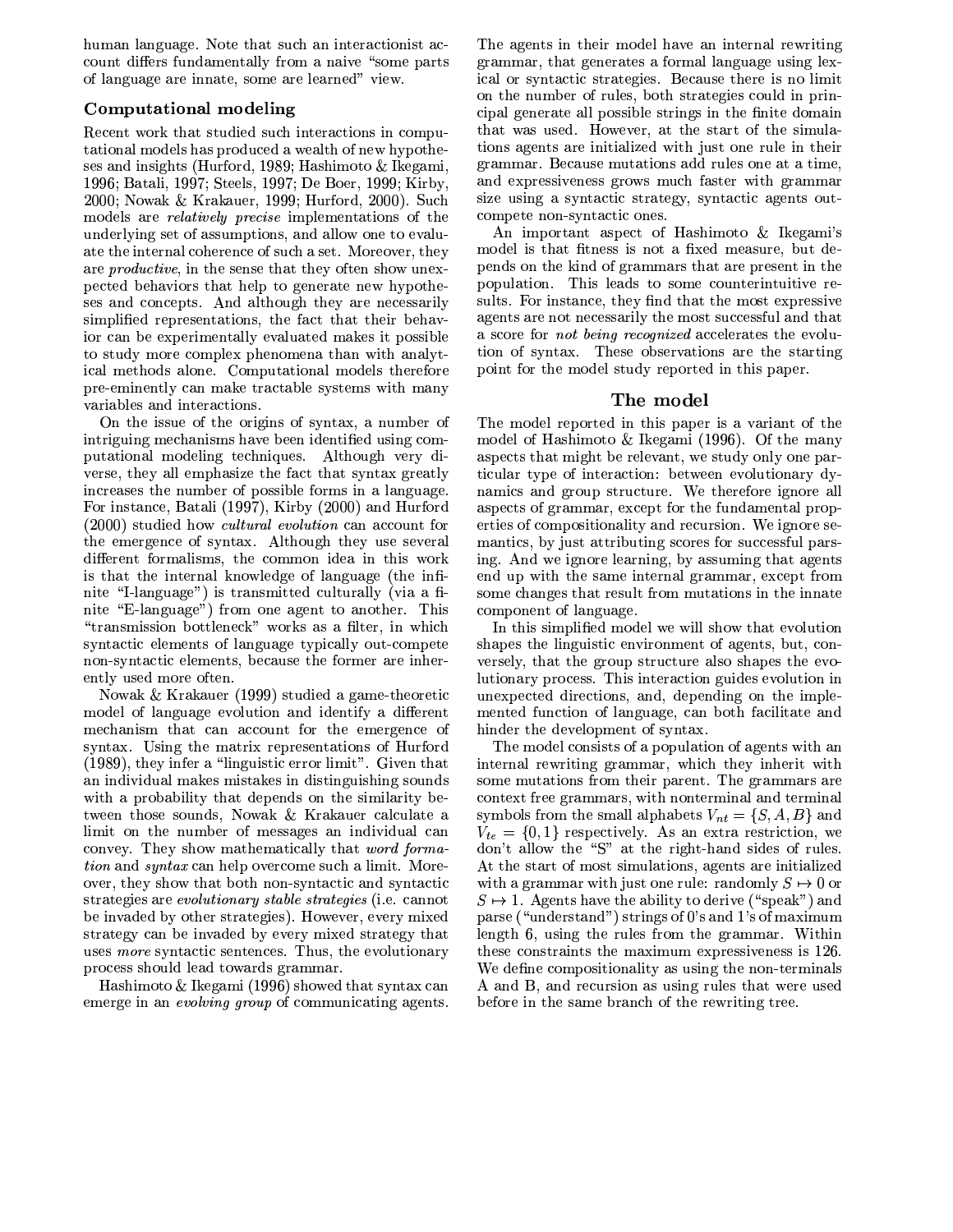human language. Note that such an interactionist account differs fundamentally from a naive "some parts of language are innate, some are learned" view.

### Computational modeling

Recent work that studied such interactions in computational models has produced a wealth of new hypotheses and insights (Hurford, 1989; Hashimoto & Ikegami, 1996; Batali, 1997; Steels, 1997; De Boer, 1999; Kirby, 2000; Nowak & Krakauer, 1999; Hurford, 2000). Such models are *relatively precise* implementations of the underlying set of assumptions, and allow one to evaluate the internal coherence of such a set. Moreover, they are *productive*, in the sense that they often show unexpected behaviors that help to generate new hypotheses and concepts. And although they are necessarily simplified representations, the fact that their behavior can be experimentally evaluated makes it possible to study more complex phenomena than with analytical methods alone. Computational models therefore pre-eminently can make tractable systems with many variables and interactions.

On the issue of the origins of syntax, a number of intriguing mechanisms have been identified using computational modeling techniques. Although very diverse, they all emphasize the fact that syntax greatly increases the number of possible forms in a language. For instance, Batali (1997), Kirby (2000) and Hurford (2000) studied how *cultural evolution* can account for the emergence of syntax. Although they use several different formalisms, the common idea in this work is that the internal knowledge of language (the infinite "I-language") is transmitted culturally (via a finite "E-language") from one agent to another. This "transmission bottleneck" works as a filter, in which syntactic elements of language typically out-compete non-syntactic elements, because the former are inherently used more often.

Nowak & Krakauer (1999) studied a game-theoretic model of language evolution and identify a different mechanism that can account for the emergence of syntax. Using the matrix representations of Hurford (1989), they infer a "linguistic error limit". Given that an individual makes mistakes in distinguishing sounds with a probability that depends on the similarity between those sounds, Nowak & Krakauer calculate a limit on the number of messages an individual can convey. They show mathematically that *word formation* and *syntax* can help overcome such a limit. Moreover, they show that both non-syntactic and syntactic strategies are *evolutionary stable strategies* (i.e. cannot be invaded by other strategies). However, every mixed strategy can be invaded by every mixed strategy that uses *more* syntactic sentences. Thus, the evolutionary process should lead towards grammar.

Hashimoto & Ikegami (1996) showed that syntax can emerge in an *evolving group* of communicating agents. The agents in their model have an internal rewriting grammar, that generates a formal language using lexical or syntactic strategies. Because there is no limit on the number of rules, both strategies could in principal generate all possible strings in the finite domain that was used. However, at the start of the simulations agents are initialized with just one rule in their grammar. Because mutations add rules one at a time, and expressiveness grows much faster with grammar size using a syntactic strategy, syntactic agents outcompete non-syntactic ones.

An important aspect of Hashimoto & Ikegami's model is that fitness is not a fixed measure, but depends on the kind of grammars that are present in the population. This leads to some counterintuitive results. For instance, they find that the most expressive agents are not necessarily the most successful and that a score for *not being recognized* accelerates the evolution of syntax. These observations are the starting point for the model study reported in this paper.

## The model

The model reported in this paper is a variant of the model of Hashimoto & Ikegami (1996). Of the many aspects that might be relevant, we study only one particular type of interaction: between evolutionary dynamics and group structure. We therefore ignore all aspects of grammar, except for the fundamental properties of compositionality and recursion. We ignore semantics, by just attributing scores for successful parsing. And we ignore learning, by assuming that agents end up with the same internal grammar, except from some changes that result from mutations in the innate component of language.

In this simplified model we will show that evolution shapes the linguistic environment of agents, but, conversely, that the group structure also shapes the evolutionary process. This interaction guides evolution in unexpected directions, and, depending on the implemented function of language, can both facilitate and hinder the development of syntax.

The model consists of a population of agents with an internal rewriting grammar, which they inherit with some mutations from their parent. The grammars are context free grammars, with nonterminal and terminal symbols from the small alphabets $V_{nt} = \{S, A, B\}$ and $V_{te} = \{0, 1\}$ respectively. As an extra restriction, we don't allow the "S" at the right-hand sides of rules. At the start of most simulations, agents are initialized with a grammar with just one rule: randomly $S \mapsto 0$ or $S \mapsto 1$. Agents have the ability to derive ("speak") and parse ("understand") strings of 0's and 1's of maximum length 6, using the rules from the grammar. Within these constraints the maximum expressiveness is 126. We define compositionality as using the non-terminals A and B, and recursion as using rules that were used before in the same branch of the rewriting tree.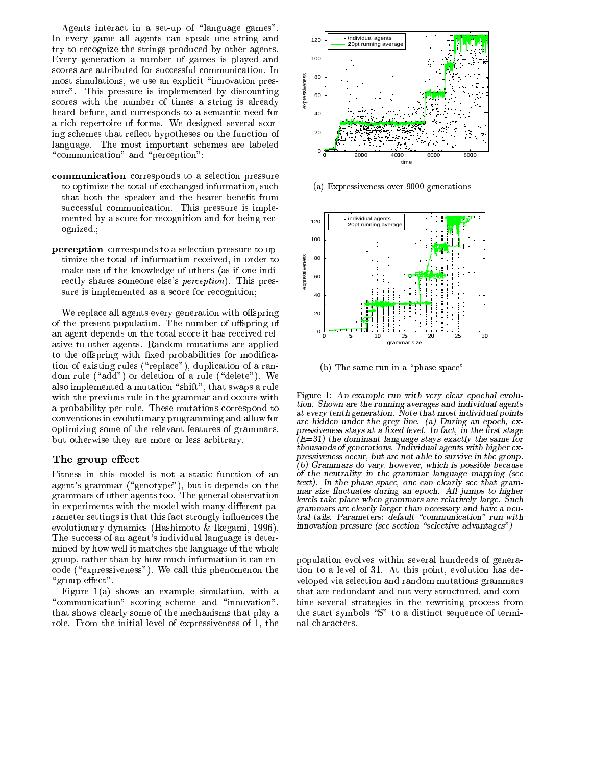Agents interact in a set-up of "language games". In every game all agents can speak one string and try to recognize the strings produced by other agents. Every generation a number of games is played and scores are attributed for successful communication. In most simulations, we use an explicit "innovation pressure". This pressure is implemented by discounting scores with the number of times a string is already heard before, and corresponds to a semantic need for a rich repertoire of forms. We designed several scoring schemes that reflect hypotheses on the function of language. The most important schemes are labeled "communication" and "perception":

**communication** corresponds to a selection pressure to optimize the total of exchanged information, such that both the speaker and the hearer benefit from successful communication. This pressure is implemented by a score for recognition and for being recognized.;

**perception** corresponds to a selection pressure to optimize the total of information received, in order to make use of the knowledge of others (as if one indirectly shares someone else's *perception*). This pressure is implemented as a score for recognition;

We replace all agents every generation with offspring of the present population. The number of offspring of an agent depends on the total score it has received relative to other agents. Random mutations are applied to the offspring with fixed probabilities for modification of existing rules ("replace"), duplication of a random rule ("add") or deletion of a rule ("delete"). We also implemented a mutation "shift", that swaps a rule with the previous rule in the grammar and occurs with a probability per rule. These mutations correspond to conventions in evolutionary programming and allow for optimizing some of the relevant features of grammars, but otherwise they are more or less arbitrary.

## The group effect

Fitness in this model is not a static function of an agent's grammar ("genotype"), but it depends on the grammars of other agents too. The general observation in experiments with the model with many different parameter settings is that this fact strongly influences the evolutionary dynamics (Hashimoto & Ikegami, 1996). The success of an agent's individual language is determined by how well it matches the language of the whole group, rather than by how much information it can encode ("expressiveness"). We call this phenomenon the "group effect".

Figure 1(a) shows an example simulation, with a "communication" scoring scheme and "innovation", that shows clearly some of the mechanisms that play a role. From the initial level of expressiveness of 1, the population evolves within several hundreds of generation to a level of 31. At this point, evolution has developed via selection and random mutations grammars that are redundant and not very structured, and combine several strategies in the rewriting process from the start symbols "S" to a distinct sequence of terminal characters.

(a) Expressiveness over 9000 generations

(b) The same run in a "phase space"

Figure 1: *An example run with very clear epochal evolution. Shown are the running averages and individual agents at every tenth generation. Note that most individual points are hidden under the grey line. (a) During an epoch, expressiveness stays at a fixed level. In fact, in the first stage (E=31) the dominant language stays exactly the same for thousands of generations. Individual agents with higher expressiveness occur, but are not able to survive in the group. (b) Grammars do vary, however, which is possible because of the neutrality in the grammar–language mapping (see text). In the phase space, one can clearly see that grammar size fluctuates during an epoch. All jumps to higher levels take place when grammars are relatively large. Such grammars are clearly larger than necessary and have a neutral tails. Parameters: default "communication" run with innovation pressure (see section "selective advantages")*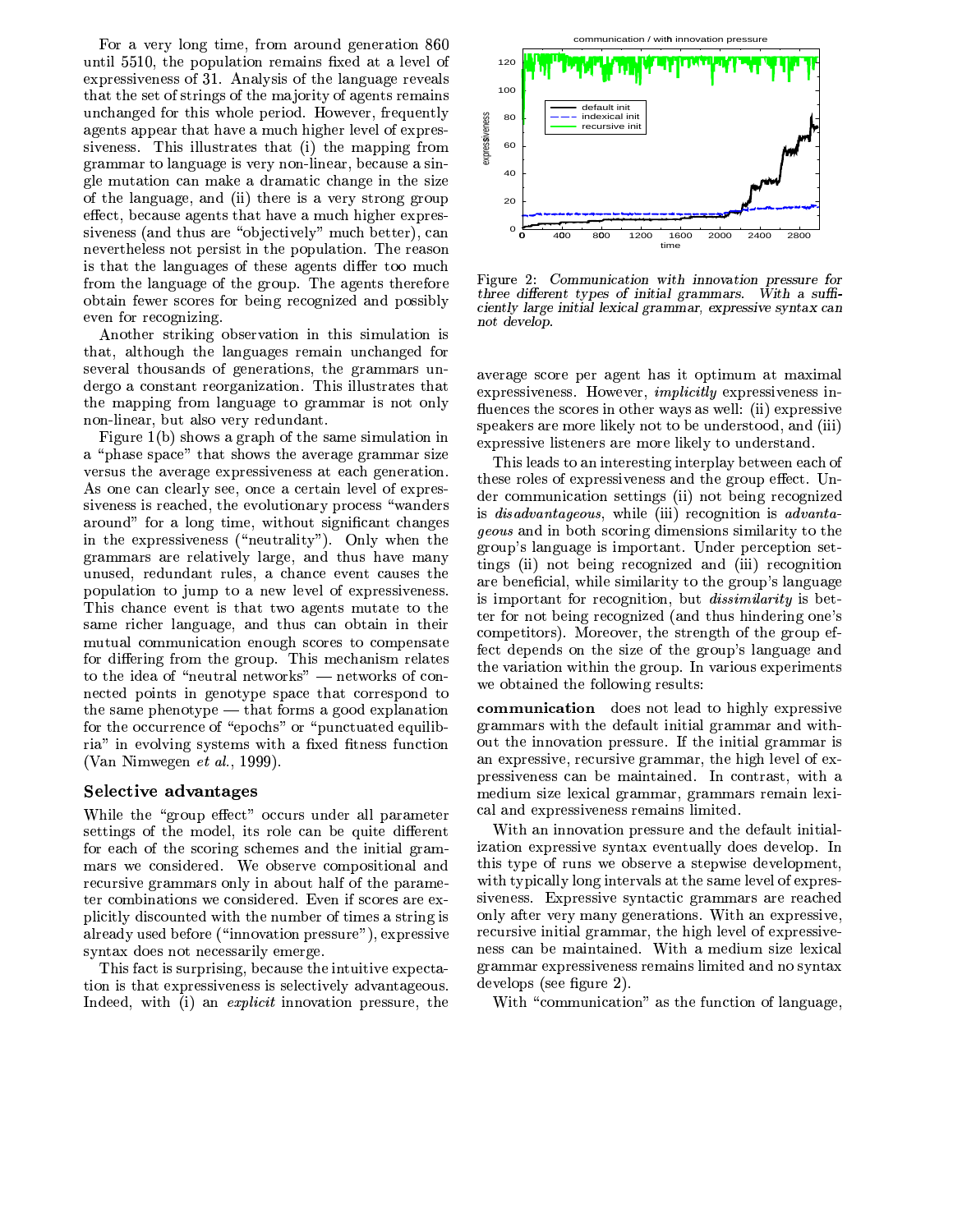For a very long time, from around generation 860 until 5510, the population remains fixed at a level of expressiveness of 31. Analysis of the language reveals that the set of strings of the majority of agents remains unchanged for this whole period. However, frequently agents appear that have a much higher level of expressiveness. This illustrates that (i) the mapping from grammar to language is very non-linear, because a single mutation can make a dramatic change in the size of the language, and (ii) there is a very strong group effect, because agents that have a much higher expressiveness (and thus are "objectively" much better), can nevertheless not persist in the population. The reason is that the languages of these agents differ too much from the language of the group. The agents therefore obtain fewer scores for being recognized and possibly even for recognizing.

Another striking observation in this simulation is that, although the languages remain unchanged for several thousands of generations, the grammars undergo a constant reorganization. This illustrates that the mapping from language to grammar is not only non-linear, but also very redundant.

Figure 1(b) shows a graph of the same simulation in a "phase space" that shows the average grammar size versus the average expressiveness at each generation. As one can clearly see, once a certain level of expressiveness is reached, the evolutionary process "wanders around" for a long time, without significant changes in the expressiveness ("neutrality"). Only when the grammars are relatively large, and thus have many unused, redundant rules, a chance event causes the population to jump to a new level of expressiveness. This chance event is that two agents mutate to the same richer language, and thus can obtain in their mutual communication enough scores to compensate for differing from the group. This mechanism relates to the idea of "neutral networks" — networks of connected points in genotype space that correspond to the same phenotype — that forms a good explanation for the occurrence of "epochs" or "punctuated equilibria" in evolving systems with a fixed fitness function (Van Nimwegen *et al.*, 1999).

## Selective advantages

While the "group effect" occurs under all parameter settings of the model, its role can be quite different for each of the scoring schemes and the initial grammars we considered. We observe compositional and recursive grammars only in about half of the parameter combinations we considered. Even if scores are explicitly discounted with the number of times a string is already used before ("innovation pressure"), expressive syntax does not necessarily emerge.

This fact is surprising, because the intuitive expectation is that expressiveness is selectively advantageous. Indeed, with (i) an *explicit* innovation pressure, the average score per agent has it optimum at maximal expressiveness. However, *implicitly* expressiveness influences the scores in other ways as well: (ii) expressive speakers are more likely not to be understood, and (iii) expressive listeners are more likely to understand.

This leads to an interesting interplay between each of these roles of expressiveness and the group effect. Under communication settings (ii) not being recognized is *disadvantageous*, while (iii) recognition is *advantageous* and in both scoring dimensions similarity to the group's language is important. Under perception settings (ii) not being recognized and (iii) recognition are beneficial, while similarity to the group's language is important for recognition, but *dissimilarity* is better for not being recognized (and thus hindering one's competitors). Moreover, the strength of the group effect depends on the size of the group's language and the variation within the group. In various experiments we obtained the following results:

**communication** does not lead to highly expressive grammars with the default initial grammar and without the innovation pressure. If the initial grammar is an expressive, recursive grammar, the high level of expressiveness can be maintained. In contrast, with a medium size lexical grammar, grammars remain lexical and expressiveness remains limited.

With an innovation pressure and the default initialization expressive syntax eventually does develop. In this type of runs we observe a stepwise development, with typically long intervals at the same level of expressiveness. Expressive syntactic grammars are reached only after very many generations. With an expressive, recursive initial grammar, the high level of expressiveness can be maintained. With a medium size lexical grammar expressiveness remains limited and no syntax develops (see figure 2).

With "communication" as the function of language,

Figure 2: *Communication with innovation pressure for three different types of initial grammars. With a sufficiently large initial lexical grammar, expressive syntax can not develop.*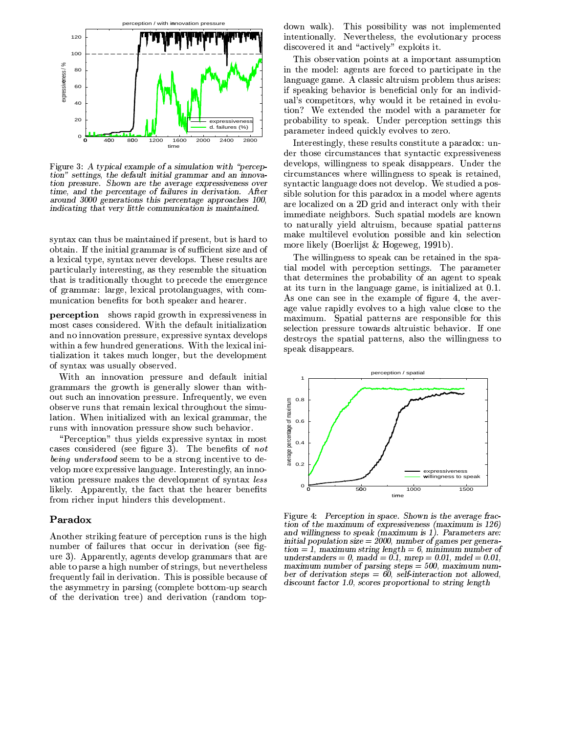Figure 3: *A typical example of a simulation with "perception" settings, the default initial grammar and an innovation pressure. Shown are the average expressiveness over time, and the percentage of failures in derivation. After around 3000 generations this percentage approaches 100, indicating that very little communication is maintained.*

syntax can thus be maintained if present, but is hard to obtain. If the initial grammar is of sufficient size and of a lexical type, syntax never develops. These results are particularly interesting, as they resemble the situation that is traditionally thought to precede the emergence of grammar: large, lexical protolanguages, with communication benefits for both speaker and hearer.

**perception** shows rapid growth in expressiveness in most cases considered. With the default initialization and no innovation pressure, expressive syntax develops within a few hundred generations. With the lexical initialization it takes much longer, but the development of syntax was usually observed.

With an innovation pressure and default initial grammars the growth is generally slower than without such an innovation pressure. Infrequently, we even observe runs that remain lexical throughout the simulation. When initialized with an lexical grammar, the runs with innovation pressure show such behavior.

"Perception" thus yields expressive syntax in most cases considered (see figure 3). The benefits of *not being understood* seem to be a strong incentive to develop more expressive language. Interestingly, an innovation pressure makes the development of syntax *less* likely. Apparently, the fact that the hearer benefits from richer input hinders this development.

## Paradox

Another striking feature of perception runs is the high number of failures that occur in derivation (see figure 3). Apparently, agents develop grammars that are able to parse a high number of strings, but nevertheless frequently fail in derivation. This is possible because of the asymmetry in parsing (complete bottom-up search of the derivation tree) and derivation (random top-down walk). This possibility was not implemented intentionally. Nevertheless, the evolutionary process discovered it and "actively" exploits it.

This observation points at a important assumption in the model: agents are forced to participate in the language game. A classic altruism problem thus arises: if speaking behavior is beneficial only for an individual's competitors, why would it be retained in evolution? We extended the model with a parameter for probability to speak. Under perception settings this parameter indeed quickly evolves to zero.

Interestingly, these results constitute a paradox: under those circumstances that syntactic expressiveness develops, willingness to speak disappears. Under the circumstances where willingness to speak is retained, syntactic language does not develop. We studied a possible solution for this paradox in a model where agents are localized on a 2D grid and interact only with their immediate neighbors. Such spatial models are known to naturally yield altruism, because spatial patterns make multilevel evolution possible and kin selection more likely (Boerlijst & Hogeweg, 1991b).

The willingness to speak can be retained in the spatial model with perception settings. The parameter that determines the probability of an agent to speak at its turn in the language game, is initialized at 0.1. As one can see in the example of figure 4, the average value rapidly evolves to a high value close to the maximum. Spatial patterns are responsible for this selection pressure towards altruistic behavior. If one destroys the spatial patterns, also the willingness to speak disappears.

Figure 4: *Perception in space. Shown is the average fraction of the maximum of expressiveness (maximum is 126) and willingness to speak (maximum is 1). Parameters are: initial population size = 2000, number of games per generation = 1, maximum string length = 6, minimum number of understanders = 0, madd = 0.1, mrep = 0.01, mdel = 0.01, maximum number of parsing steps = 500, maximum number of derivation steps = 60, self-interaction not allowed, discount factor 1.0, scores proportional to string length*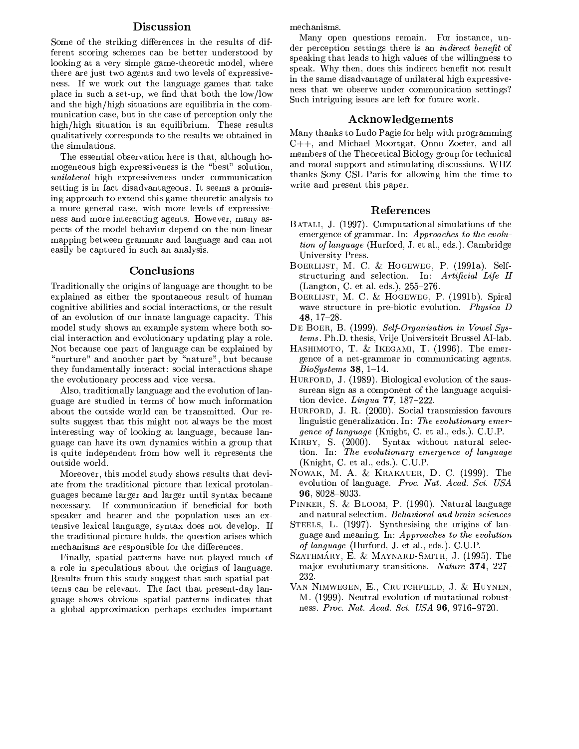## Discussion

Some of the striking differences in the results of different scoring schemes can be better understood by looking at a very simple game-theoretic model, where there are just two agents and two levels of expressiveness. If we work out the language games that take place in such a set-up, we find that both the low/low and the high/high situations are equilibria in the communication case, but in the case of perception only the high/high situation is an equilibrium. These results qualitatively corresponds to the results we obtained in the simulations.

The essential observation here is that, although homogeneous high expressiveness is the "best" solution, *unilateral* high expressiveness under communication setting is in fact disadvantageous. It seems a promising approach to extend this game-theoretic analysis to a more general case, with more levels of expressiveness and more interacting agents. However, many aspects of the model behavior depend on the non-linear mapping between grammar and language and can not easily be captured in such an analysis.

## Conclusions

Traditionally the origins of language are thought to be explained as either the spontaneous result of human cognitive abilities and social interactions, or the result of an evolution of our innate language capacity. This model study shows an example system where both social interaction and evolutionary updating play a role. Not because one part of language can be explained by "nurture" and another part by "nature", but because they fundamentally interact: social interactions shape the evolutionary process and vice versa.

Also, traditionally language and the evolution of language are studied in terms of how much information about the outside world can be transmitted. Our results suggest that this might not always be the most interesting way of looking at language, because language can have its own dynamics within a group that is quite independent from how well it represents the outside world.

Moreover, this model study shows results that deviate from the traditional picture that lexical protolanguages became larger and larger until syntax became necessary. If communication if beneficial for both speaker and hearer and the population uses an extensive lexical language, syntax does not develop. If the traditional picture holds, the question arises which mechanisms are responsible for the differences.

Finally, spatial patterns have not played much of a role in speculations about the origins of language. Results from this study suggest that such spatial patterns can be relevant. The fact that present-day language shows obvious spatial patterns indicates that a global approximation perhaps excludes important mechanisms.

Many open questions remain. For instance, under perception settings there is an *indirect benefit* of speaking that leads to high values of the willingness to speak. Why then, does this indirect benefit not result in the same disadvantage of unilateral high expressiveness that we observe under communication settings? Such intriguing issues are left for future work.

## Acknowledgements

Many thanks to Ludo Pagie for help with programming C++, and Michael Moortgat, Onno Zoeter, and all members of the Theoretical Biology group for technical and moral support and stimulating discussions. WHZ thanks Sony CSL-Paris for allowing him the time to write and present this paper.

## References

Batali, J. (1997). Computational simulations of the emergence of grammar. In: *Approaches to the evolution of language* (Hurford, J. et al., eds.). Cambridge University Press.

Boerlijst, M. C. & Hogeweg, P. (1991a). Self-structuring and selection. In: *Artificial Life II* (Langton, C. et al. eds.), 255–276.

Boerlijst, M. C. & Hogeweg, P. (1991b). Spiral wave structure in pre-biotic evolution. *Physica D* **48**, 17–28.

De Boer, B. (1999). *Self-Organisation in Vowel Systems*. Ph.D. thesis, Vrije Universiteit Brussel AI-lab.

Hashimoto, T. & Ikegami, T. (1996). The emergence of a net-grammar in communicating agents. *BioSystems* **38**, 1–14.

Hurford, J. (1989). Biological evolution of the saussurean sign as a component of the language acquisition device. *Lingua* **77**, 187–222.

Hurford, J. R. (2000). Social transmission favours linguistic generalization. In: *The evolutionary emergence of language* (Knight, C. et al., eds.). C.U.P.

Kirby, S. (2000). Syntax without natural selection. In: *The evolutionary emergence of language* (Knight, C. et al., eds.). C.U.P.

Nowak, M. A. & Krakauer, D. C. (1999). The evolution of language. *Proc. Nat. Acad. Sci. USA* **96**, 8028–8033.

Pinker, S. & Bloom, P. (1990). Natural language and natural selection. *Behavioral and brain sciences*

Steels, L. (1997). Synthesising the origins of language and meaning. In: *Approaches to the evolution of language* (Hurford, J. et al., eds.). C.U.P.

Szathmáry, E. & Maynard-Smith, J. (1995). The major evolutionary transitions. *Nature* **374**, 227–232.

Van Nimwegen, E., Crutchfield, J. & Huynen, M. (1999). Neutral evolution of mutational robustness. *Proc. Nat. Acad. Sci. USA* **96**, 9716–9720.